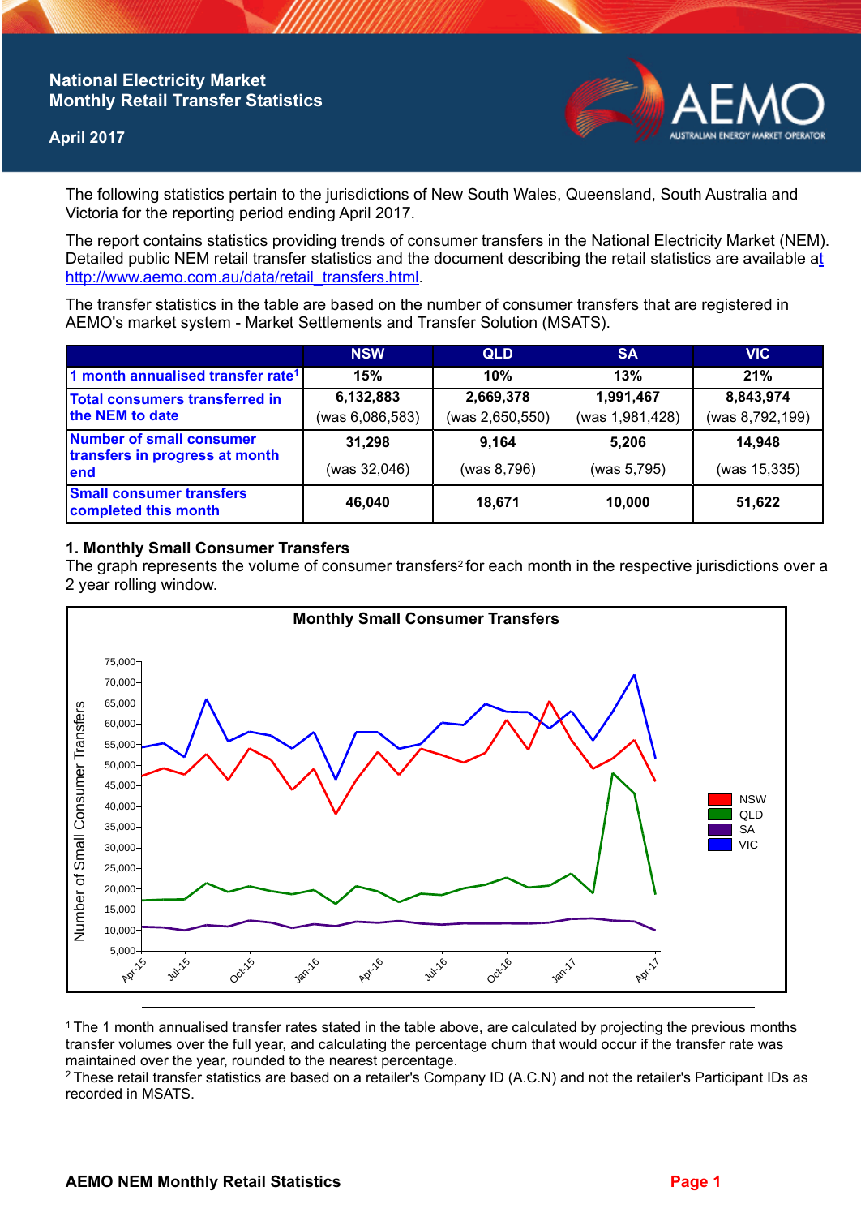# National Electricity Market Monthly Retail Transfer Statistics

**April 2017**

The following statistics pertain to the jurisdictions of New South Wales, Queensland, South Australia and Victoria for the reporting period ending April 2017.

The report contains statistics providing trends of consumer transfers in the National Electricity Market (NEM). Detailed public NEM retail transfer statistics and the document describing the retail statistics are available at http://www.aemo.com.au/data/retail_transfers.html.

The transfer statistics in the table are based on the number of consumer transfers that are registered in AEMO's market system - Market Settlements and Transfer Solution (MSATS).

| | NSW | QLD | SA | VIC |
|---|---|---|---|---|
| 1 month annualised transfer rate[1] | 15% | 10% | 13% | 21% |
| Total consumers transferred in the NEM to date | 6,132,883 (was 6,086,583) | 2,669,378 (was 2,650,550) | 1,991,467 (was 1,981,428) | 8,843,974 (was 8,792,199) |
| Number of small consumer transfers in progress at month end | 31,298 (was 32,046) | 9,164 (was 8,796) | 5,206 (was 5,795) | 14,948 (was 15,335) |
| Small consumer transfers completed this month | 46,040 | 18,671 | 10,000 | 51,622 |

## 1. Monthly Small Consumer Transfers

The graph represents the volume of consumer transfers[2] for each month in the respective jurisdictions over a 2 year rolling window.

---

[1] The 1 month annualised transfer rates stated in the table above, are calculated by projecting the previous months transfer volumes over the full year, and calculating the percentage churn that would occur if the transfer rate was maintained over the year, rounded to the nearest percentage.

[2] These retail transfer statistics are based on a retailer's Company ID (A.C.N) and not the retailer's Participant IDs as recorded in MSATS.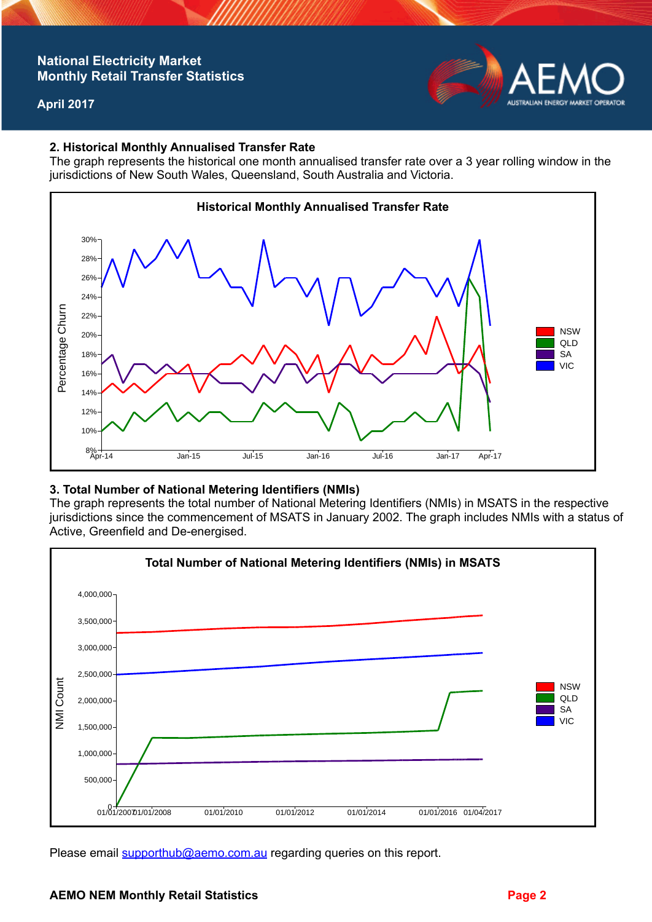## 2. Historical Monthly Annualised Transfer Rate

The graph represents the historical one month annualised transfer rate over a 3 year rolling window in the jurisdictions of New South Wales, Queensland, South Australia and Victoria.

**Historical Monthly Annualised Transfer Rate**

Percentage Churn

30%
28%
26%
24%
22%
20%
18%
16%
14%
12%
10%
8%

Apr-14
Jan-15
Jul-15
Jan-16
Jul-16
Jan-17
Apr-17

NSW
QLD
SA
VIC

## 3. Total Number of National Metering Identifiers (NMIs)

The graph represents the total number of National Metering Identifiers (NMIs) in MSATS in the respective jurisdictions since the commencement of MSATS in January 2002. The graph includes NMIs with a status of Active, Greenfield and De-energised.

**Total Number of National Metering Identifiers (NMIs) in MSATS**

NMI Count

4,000,000
3,500,000
3,000,000
2,500,000
2,000,000
1,500,000
1,000,000
500,000
0

01/01/2007
01/01/2008
01/01/2010
01/01/2012
01/01/2014
01/01/2016
01/04/2017

NSW
QLD
SA
VIC

Please email supporthub@aemo.com.au regarding queries on this report.